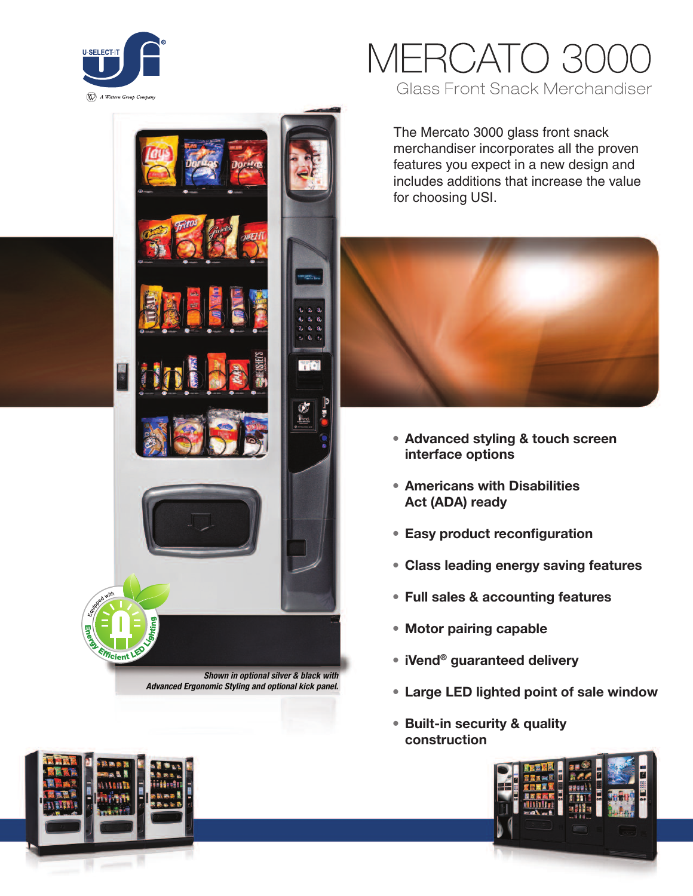# MERCATO 3000

## Glass Front Snack Merchandiser

The Mercato 3000 glass front snack merchandiser incorporates all the proven features you expect in a new design and includes additions that increase the value for choosing USI.

- **Advanced styling & touch screen interface options**
- **Americans with Disabilities Act (ADA) ready**
- **Easy product reconfiguration**
- **Class leading energy saving features**
- **Full sales & accounting features**
- **Motor pairing capable**
- **iVend® guaranteed delivery**
- **Large LED lighted point of sale window**
- **Built-in security & quality construction**

*Shown in optional silver & black with Advanced Ergonomic Styling and optional kick panel.*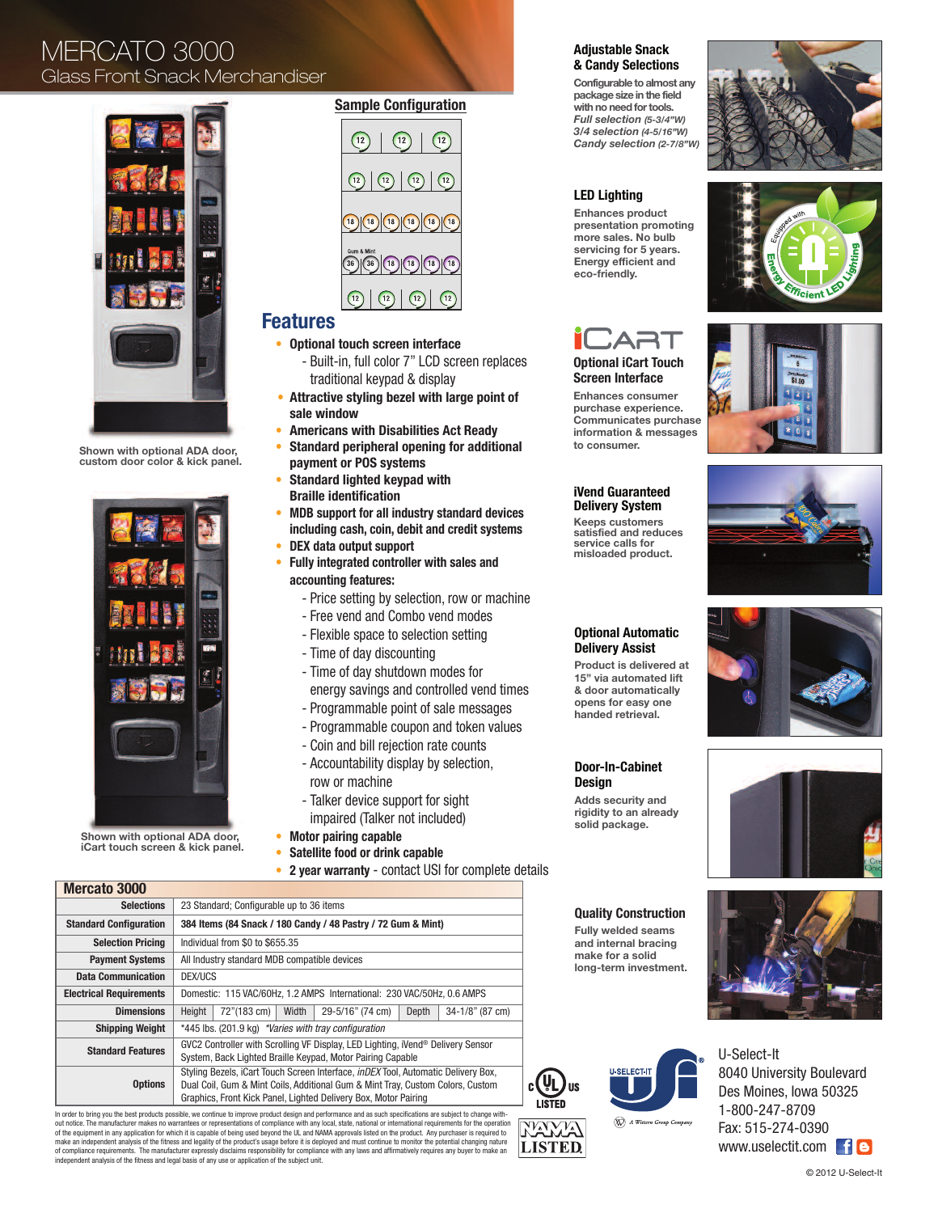# MERCATO 3000

## Glass Front Snack Merchandiser

Shown with optional ADA door, custom door color & kick panel.

Shown with optional ADA door, iCart touch screen & kick panel.

### Sample Configuration

12 | 12 | 12

12 | 12 | 12 | 12

18 | 18 | 18 | 18 | 18 | 18

Gum & Mint

36 | 36 | 18 | 18 | 18 | 18

12 | 12 | 12 | 12

## Features

- **Optional touch screen interface**
  - Built-in, full color 7" LCD screen replaces traditional keypad & display
- **Attractive styling bezel with large point of sale window**
- **Americans with Disabilities Act Ready**
- **Standard peripheral opening for additional payment or POS systems**
- **Standard lighted keypad with Braille identification**
- **MDB support for all industry standard devices including cash, coin, debit and credit systems**
- **DEX data output support**
- **Fully integrated controller with sales and accounting features:**
  - Price setting by selection, row or machine
  - Free vend and Combo vend modes
  - Flexible space to selection setting
  - Time of day discounting
  - Time of day shutdown modes for energy savings and controlled vend times
  - Programmable point of sale messages
  - Programmable coupon and token values
  - Coin and bill rejection rate counts
  - Accountability display by selection, row or machine
  - Talker device support for sight impaired (Talker not included)
- **Motor pairing capable**
- **Satellite food or drink capable**
- **2 year warranty** - contact USI for complete details

### Adjustable Snack & Candy Selections

Configurable to almost any package size in the field with no need for tools.
*Full selection (5-3/4"W)*
*3/4 selection (4-5/16"W)*
*Candy selection (2-7/8"W)*

### LED Lighting

Enhances product presentation promoting more sales. No bulb servicing for 5 years. Energy efficient and eco-friendly.

Equipped with Energy Efficient LED Lighting

### iCART

### Optional iCart Touch Screen Interface

Enhances consumer purchase experience. Communicates purchase information & messages to consumer.

### iVend Guaranteed Delivery System

Keeps customers satisfied and reduces service calls for misloaded product.

### Optional Automatic Delivery Assist

Product is delivered at 15" via automated lift & door automatically opens for easy one handed retrieval.

### Door-In-Cabinet Design

Adds security and rigidity to an already solid package.

### Quality Construction

Fully welded seams and internal bracing make for a solid long-term investment.

| Mercato 3000 | | | | | | |
|---|---|---|---|---|---|---|
| Selections | 23 Standard; Configurable up to 36 items | | | | | |
| Standard Configuration | 384 Items (84 Snack / 180 Candy / 48 Pastry / 72 Gum & Mint) | | | | | |
| Selection Pricing | Individual from $0 to $655.35 | | | | | |
| Payment Systems | All Industry standard MDB compatible devices | | | | | |
| Data Communication | DEX/UCS | | | | | |
| Electrical Requirements | Domestic: 115 VAC/60Hz, 1.2 AMPS International: 230 VAC/50Hz, 0.6 AMPS | | | | | |
| Dimensions | Height | 72"(183 cm) | Width | 29-5/16" (74 cm) | Depth | 34-1/8" (87 cm) |
| Shipping Weight | *445 lbs. (201.9 kg) *Varies with tray configuration* | | | | | |
| Standard Features | GVC2 Controller with Scrolling VF Display, LED Lighting, iVend® Delivery Sensor System, Back Lighted Braille Keypad, Motor Pairing Capable | | | | | |
| Options | Styling Bezels, iCart Touch Screen Interface, *inDEX* Tool, Automatic Delivery Box, Dual Coil, Gum & Mint Coils, Additional Gum & Mint Tray, Custom Colors, Custom Graphics, Front Kick Panel, Lighted Delivery Box, Motor Pairing | | | | | |

In order to bring you the best products possible, we continue to improve product design and performance and as such specifications are subject to change without notice. The manufacturer makes no warrantees or representations of compliance with any local, state, national or international requirements for the operation of the equipment in any application for which it is capable of being used beyond the UL and NAMA approvals listed on the product. Any purchaser is required to make an independent analysis of the fitness and legality of the product's usage before it is deployed and must continue to monitor the potential changing nature of compliance requirements. The manufacturer expressly disclaims responsibility for compliance with any laws and affirmatively requires any buyer to make an independent analysis of the fitness and legal basis of any use or application of the subject unit.

c UL us LISTED

NAMA LISTED

U-SELECT-IT — A Wittern Group Company

U-Select-It
8040 University Boulevard
Des Moines, Iowa 50325
1-800-247-8709
Fax: 515-274-0390
www.uselectit.com

© 2012 U-Select-It